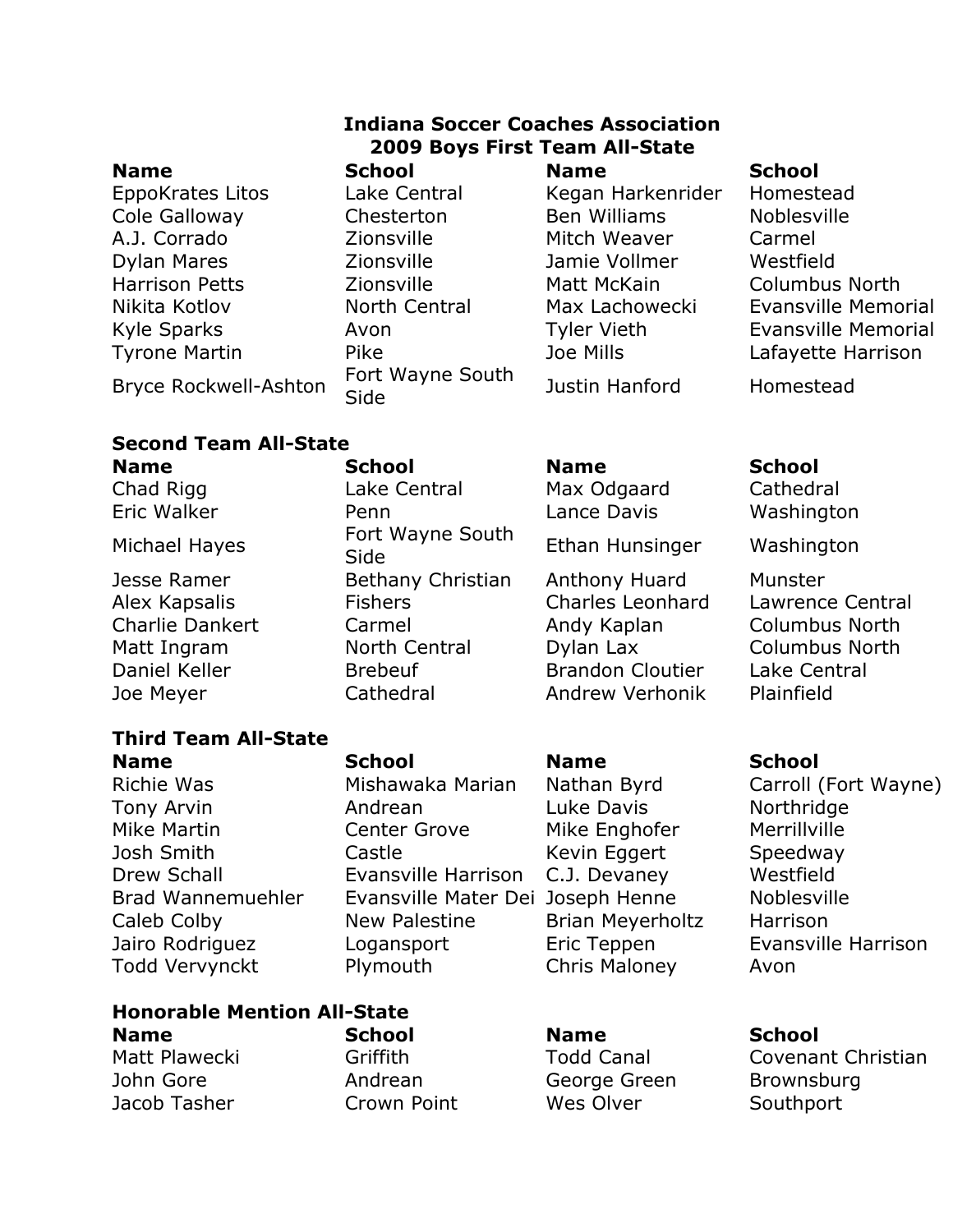# Indiana Soccer Coaches Association
## 2009 Boys First Team All-State

| Name | School | Name | School |
|---|---|---|---|
| EppoKrates Litos | Lake Central | Kegan Harkenrider | Homestead |
| Cole Galloway | Chesterton | Ben Williams | Noblesville |
| A.J. Corrado | Zionsville | Mitch Weaver | Carmel |
| Dylan Mares | Zionsville | Jamie Vollmer | Westfield |
| Harrison Petts | Zionsville | Matt McKain | Columbus North |
| Nikita Kotlov | North Central | Max Lachowecki | Evansville Memorial |
| Kyle Sparks | Avon | Tyler Vieth | Evansville Memorial |
| Tyrone Martin | Pike | Joe Mills | Lafayette Harrison |
| Bryce Rockwell-Ashton | Fort Wayne South Side | Justin Hanford | Homestead |

## Second Team All-State

| Name | School | Name | School |
|---|---|---|---|
| Chad Rigg | Lake Central | Max Odgaard | Cathedral |
| Eric Walker | Penn | Lance Davis | Washington |
| Michael Hayes | Fort Wayne South Side | Ethan Hunsinger | Washington |
| Jesse Ramer | Bethany Christian | Anthony Huard | Munster |
| Alex Kapsalis | Fishers | Charles Leonhard | Lawrence Central |
| Charlie Dankert | Carmel | Andy Kaplan | Columbus North |
| Matt Ingram | North Central | Dylan Lax | Columbus North |
| Daniel Keller | Brebeuf | Brandon Cloutier | Lake Central |
| Joe Meyer | Cathedral | Andrew Verhonik | Plainfield |

## Third Team All-State

| Name | School | Name | School |
|---|---|---|---|
| Richie Was | Mishawaka Marian | Nathan Byrd | Carroll (Fort Wayne) |
| Tony Arvin | Andrean | Luke Davis | Northridge |
| Mike Martin | Center Grove | Mike Enghofer | Merrillville |
| Josh Smith | Castle | Kevin Eggert | Speedway |
| Drew Schall | Evansville Harrison | C.J. Devaney | Westfield |
| Brad Wannemuehler | Evansville Mater Dei | Joseph Henne | Noblesville |
| Caleb Colby | New Palestine | Brian Meyerholtz | Harrison |
| Jairo Rodriguez | Logansport | Eric Teppen | Evansville Harrison |
| Todd Vervynckt | Plymouth | Chris Maloney | Avon |

## Honorable Mention All-State

| Name | School | Name | School |
|---|---|---|---|
| Matt Plawecki | Griffith | Todd Canal | Covenant Christian |
| John Gore | Andrean | George Green | Brownsburg |
| Jacob Tasher | Crown Point | Wes Olver | Southport |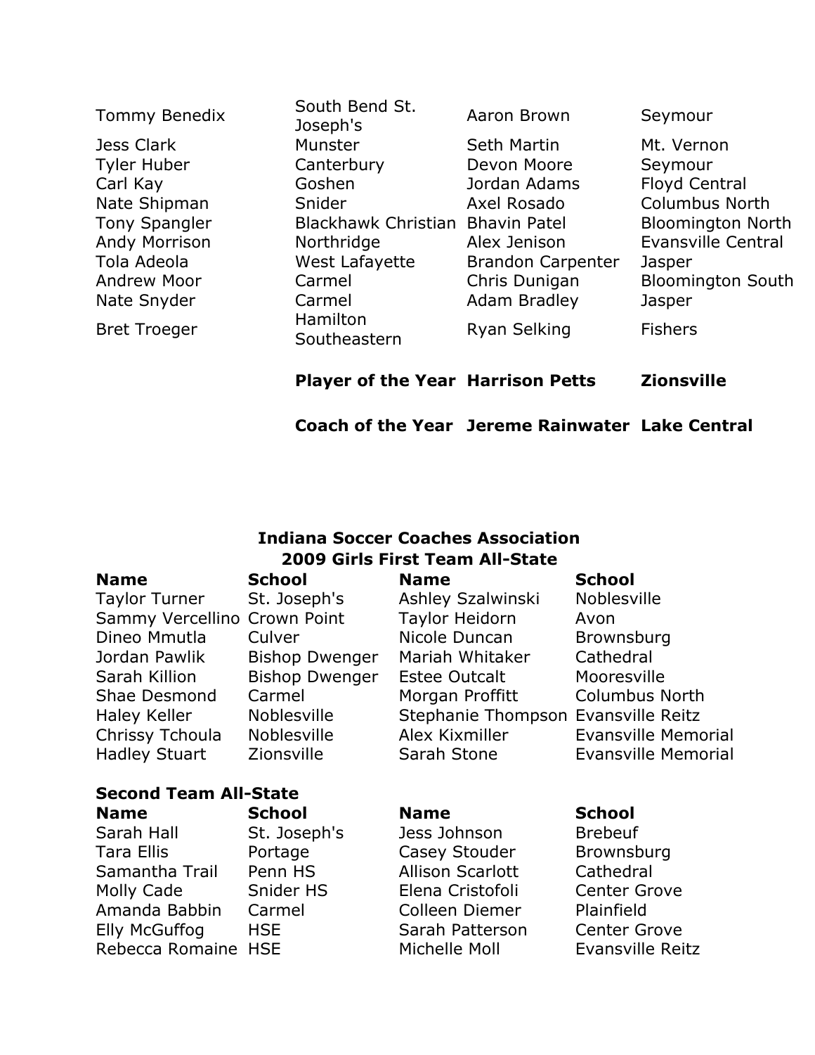| | | | |
|---|---|---|---|
| Tommy Benedix | South Bend St. Joseph's | Aaron Brown | Seymour |
| Jess Clark | Munster | Seth Martin | Mt. Vernon |
| Tyler Huber | Canterbury | Devon Moore | Seymour |
| Carl Kay | Goshen | Jordan Adams | Floyd Central |
| Nate Shipman | Snider | Axel Rosado | Columbus North |
| Tony Spangler | Blackhawk Christian | Bhavin Patel | Bloomington North |
| Andy Morrison | Northridge | Alex Jenison | Evansville Central |
| Tola Adeola | West Lafayette | Brandon Carpenter | Jasper |
| Andrew Moor | Carmel | Chris Dunigan | Bloomington South |
| Nate Snyder | Carmel | Adam Bradley | Jasper |
| Bret Troeger | Hamilton Southeastern | Ryan Selking | Fishers |
| | **Player of the Year** | **Harrison Petts** | **Zionsville** |
| | **Coach of the Year** | **Jereme Rainwater** | **Lake Central** |

## Indiana Soccer Coaches Association
## 2009 Girls First Team All-State

| Name | School | Name | School |
|---|---|---|---|
| Taylor Turner | St. Joseph's | Ashley Szalwinski | Noblesville |
| Sammy Vercellino | Crown Point | Taylor Heidorn | Avon |
| Dineo Mmutla | Culver | Nicole Duncan | Brownsburg |
| Jordan Pawlik | Bishop Dwenger | Mariah Whitaker | Cathedral |
| Sarah Killion | Bishop Dwenger | Estee Outcalt | Mooresville |
| Shae Desmond | Carmel | Morgan Proffitt | Columbus North |
| Haley Keller | Noblesville | Stephanie Thompson | Evansville Reitz |
| Chrissy Tchoula | Noblesville | Alex Kixmiller | Evansville Memorial |
| Hadley Stuart | Zionsville | Sarah Stone | Evansville Memorial |

**Second Team All-State**

| Name | School | Name | School |
|---|---|---|---|
| Sarah Hall | St. Joseph's | Jess Johnson | Brebeuf |
| Tara Ellis | Portage | Casey Stouder | Brownsburg |
| Samantha Trail | Penn HS | Allison Scarlott | Cathedral |
| Molly Cade | Snider HS | Elena Cristofoli | Center Grove |
| Amanda Babbin | Carmel | Colleen Diemer | Plainfield |
| Elly McGuffog | HSE | Sarah Patterson | Center Grove |
| Rebecca Romaine | HSE | Michelle Moll | Evansville Reitz |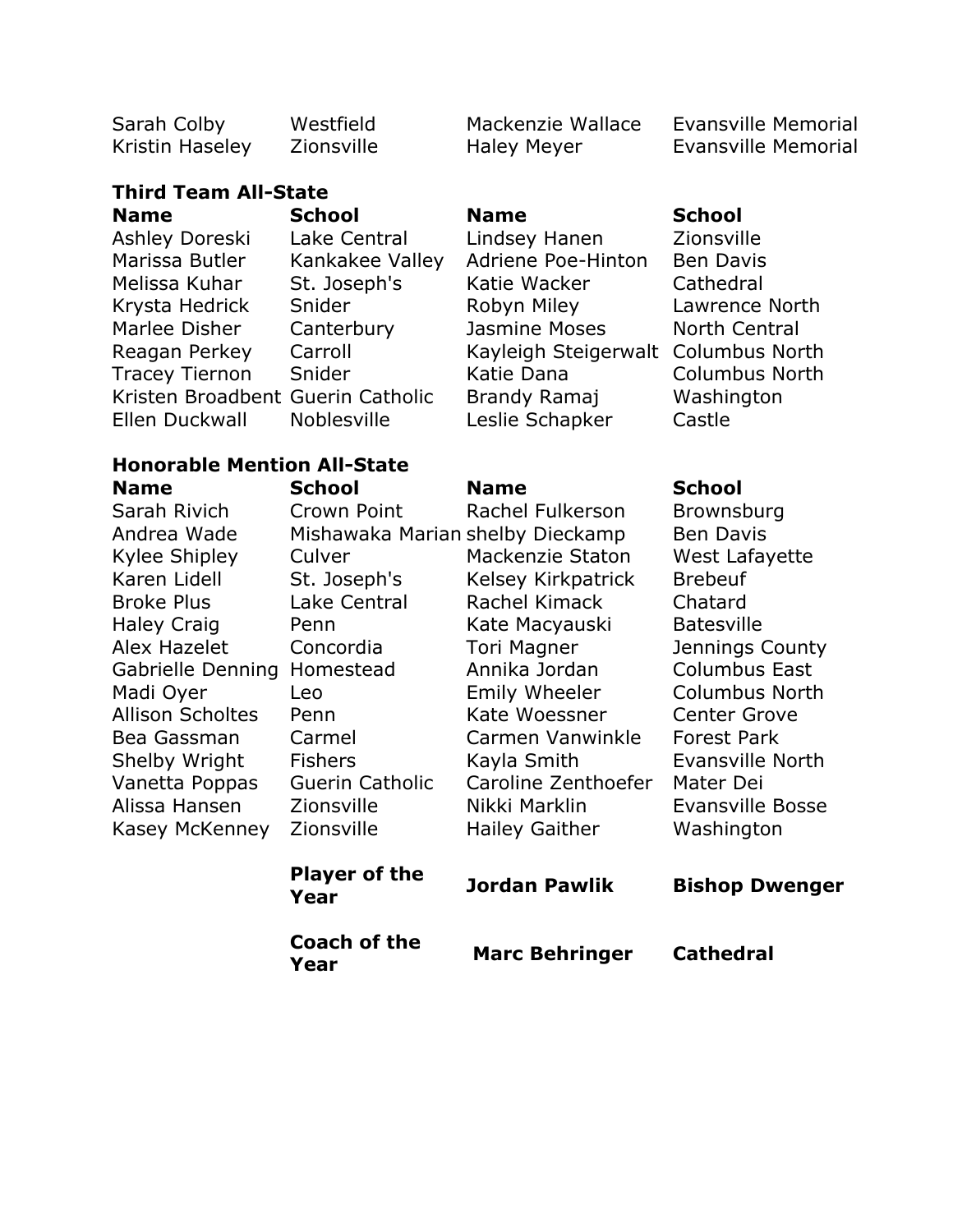| | | | |
|---|---|---|---|
| Sarah Colby | Westfield | Mackenzie Wallace | Evansville Memorial |
| Kristin Haseley | Zionsville | Haley Meyer | Evansville Memorial |

### Third Team All-State

| Name | School | Name | School |
|---|---|---|---|
| Ashley Doreski | Lake Central | Lindsey Hanen | Zionsville |
| Marissa Butler | Kankakee Valley | Adriene Poe-Hinton | Ben Davis |
| Melissa Kuhar | St. Joseph's | Katie Wacker | Cathedral |
| Krysta Hedrick | Snider | Robyn Miley | Lawrence North |
| Marlee Disher | Canterbury | Jasmine Moses | North Central |
| Reagan Perkey | Carroll | Kayleigh Steigerwalt | Columbus North |
| Tracey Tiernon | Snider | Katie Dana | Columbus North |
| Kristen Broadbent | Guerin Catholic | Brandy Ramaj | Washington |
| Ellen Duckwall | Noblesville | Leslie Schapker | Castle |

### Honorable Mention All-State

| Name | School | Name | School |
|---|---|---|---|
| Sarah Rivich | Crown Point | Rachel Fulkerson | Brownsburg |
| Andrea Wade | Mishawaka Marian | shelby Dieckamp | Ben Davis |
| Kylee Shipley | Culver | Mackenzie Staton | West Lafayette |
| Karen Lidell | St. Joseph's | Kelsey Kirkpatrick | Brebeuf |
| Broke Plus | Lake Central | Rachel Kimack | Chatard |
| Haley Craig | Penn | Kate Macyauski | Batesville |
| Alex Hazelet | Concordia | Tori Magner | Jennings County |
| Gabrielle Denning | Homestead | Annika Jordan | Columbus East |
| Madi Oyer | Leo | Emily Wheeler | Columbus North |
| Allison Scholtes | Penn | Kate Woessner | Center Grove |
| Bea Gassman | Carmel | Carmen Vanwinkle | Forest Park |
| Shelby Wright | Fishers | Kayla Smith | Evansville North |
| Vanetta Poppas | Guerin Catholic | Caroline Zenthoefer | Mater Dei |
| Alissa Hansen | Zionsville | Nikki Marklin | Evansville Bosse |
| Kasey McKenney | Zionsville | Hailey Gaither | Washington |

| | | |
|---|---|---|
| **Player of the Year** | **Jordan Pawlik** | **Bishop Dwenger** |
| **Coach of the Year** | **Marc Behringer** | **Cathedral** |